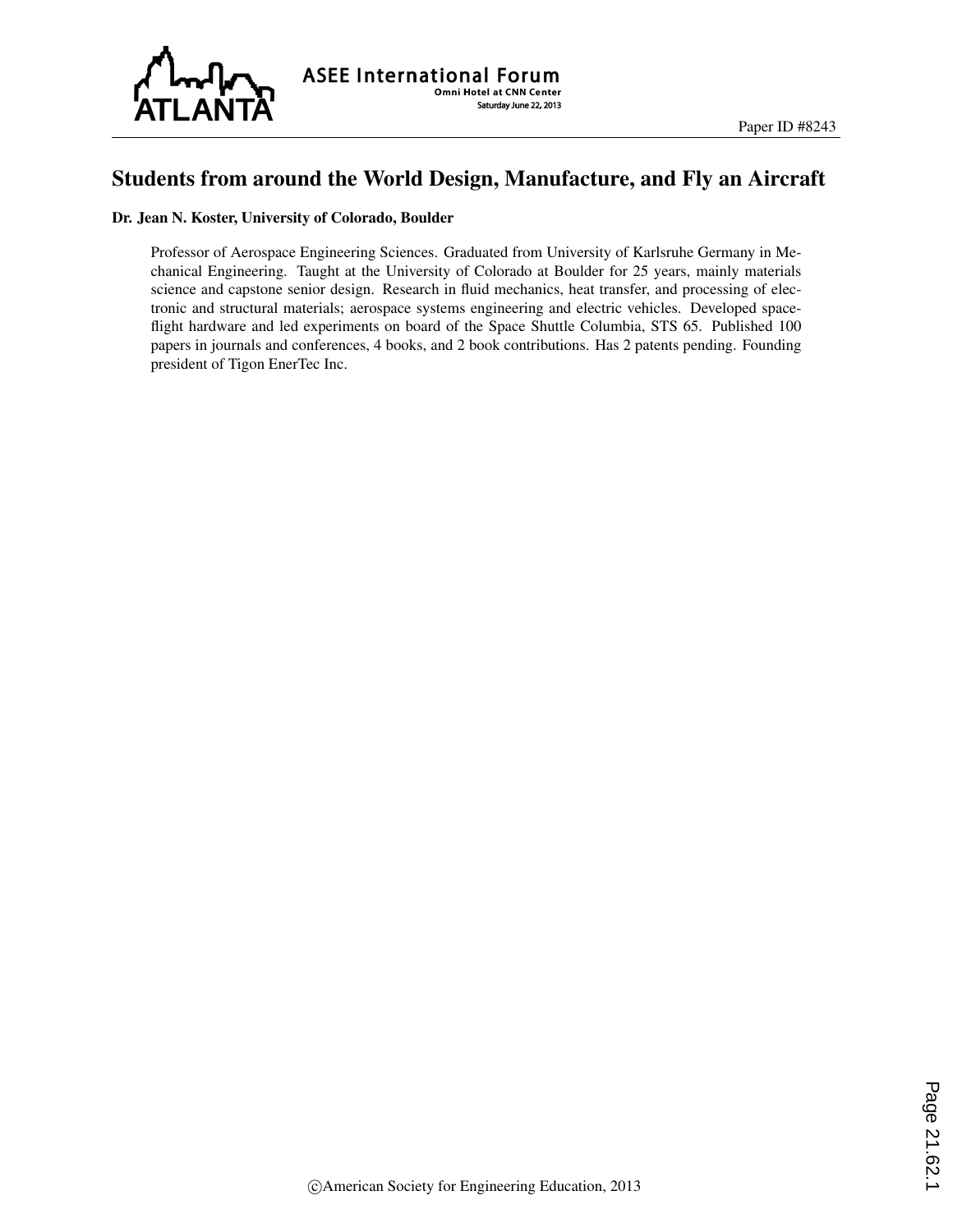# Students from around the World Design, Manufacture, and Fly an Aircraft

**Dr. Jean N. Koster, University of Colorado, Boulder**

Professor of Aerospace Engineering Sciences. Graduated from University of Karlsruhe Germany in Mechanical Engineering. Taught at the University of Colorado at Boulder for 25 years, mainly materials science and capstone senior design. Research in fluid mechanics, heat transfer, and processing of electronic and structural materials; aerospace systems engineering and electric vehicles. Developed spaceflight hardware and led experiments on board of the Space Shuttle Columbia, STS 65. Published 100 papers in journals and conferences, 4 books, and 2 book contributions. Has 2 patents pending. Founding president of Tigon EnerTec Inc.

©American Society for Engineering Education, 2013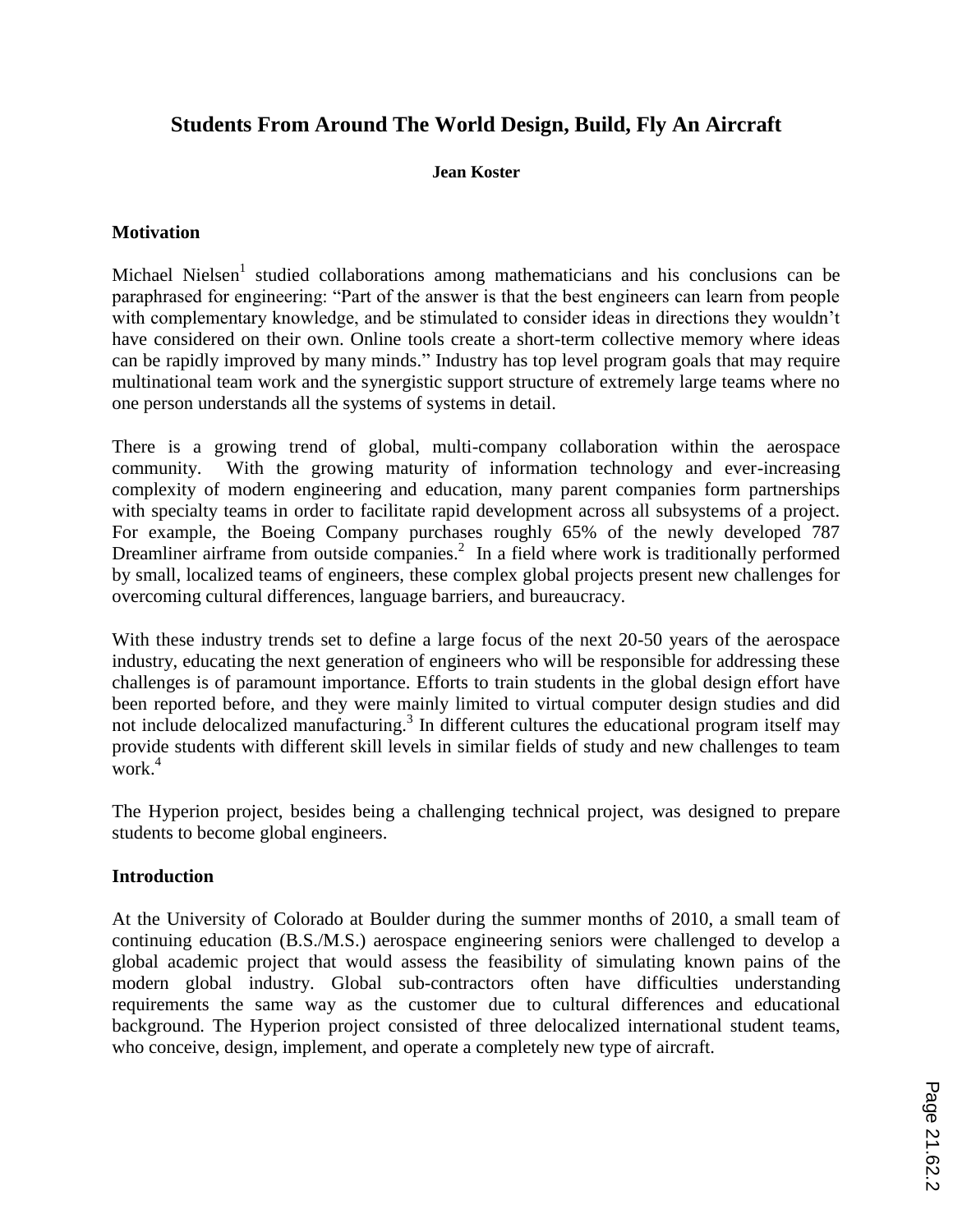# Students From Around The World Design, Build, Fly An Aircraft

**Jean Koster**

## Motivation

Michael Nielsen[1] studied collaborations among mathematicians and his conclusions can be paraphrased for engineering: "Part of the answer is that the best engineers can learn from people with complementary knowledge, and be stimulated to consider ideas in directions they wouldn't have considered on their own. Online tools create a short-term collective memory where ideas can be rapidly improved by many minds." Industry has top level program goals that may require multinational team work and the synergistic support structure of extremely large teams where no one person understands all the systems of systems in detail.

There is a growing trend of global, multi-company collaboration within the aerospace community. With the growing maturity of information technology and ever-increasing complexity of modern engineering and education, many parent companies form partnerships with specialty teams in order to facilitate rapid development across all subsystems of a project. For example, the Boeing Company purchases roughly 65% of the newly developed 787 Dreamliner airframe from outside companies.[2] In a field where work is traditionally performed by small, localized teams of engineers, these complex global projects present new challenges for overcoming cultural differences, language barriers, and bureaucracy.

With these industry trends set to define a large focus of the next 20-50 years of the aerospace industry, educating the next generation of engineers who will be responsible for addressing these challenges is of paramount importance. Efforts to train students in the global design effort have been reported before, and they were mainly limited to virtual computer design studies and did not include delocalized manufacturing.[3] In different cultures the educational program itself may provide students with different skill levels in similar fields of study and new challenges to team work.[4]

The Hyperion project, besides being a challenging technical project, was designed to prepare students to become global engineers.

## Introduction

At the University of Colorado at Boulder during the summer months of 2010, a small team of continuing education (B.S./M.S.) aerospace engineering seniors were challenged to develop a global academic project that would assess the feasibility of simulating known pains of the modern global industry. Global sub-contractors often have difficulties understanding requirements the same way as the customer due to cultural differences and educational background. The Hyperion project consisted of three delocalized international student teams, who conceive, design, implement, and operate a completely new type of aircraft.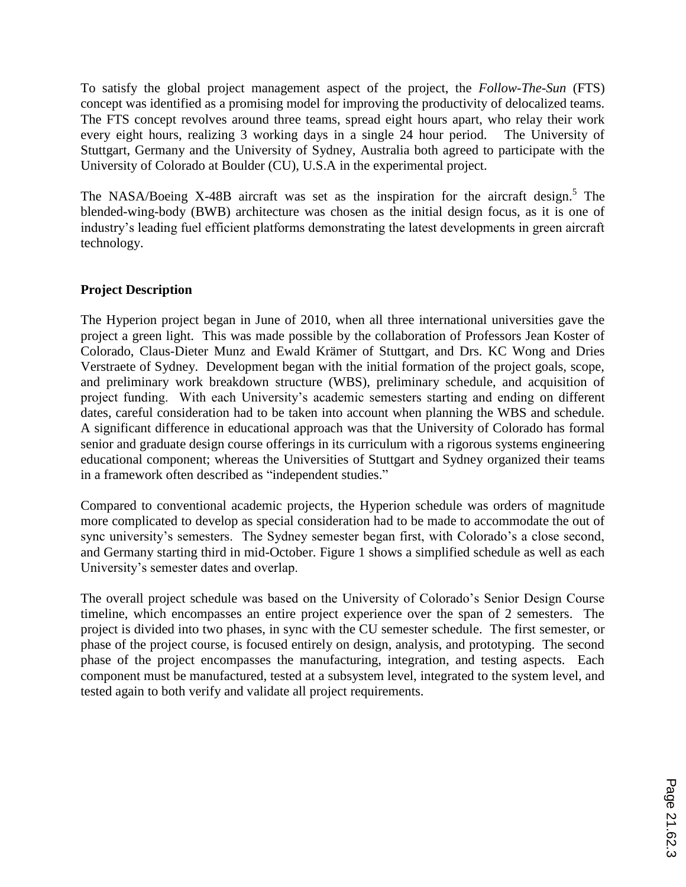To satisfy the global project management aspect of the project, the *Follow-The-Sun* (FTS) concept was identified as a promising model for improving the productivity of delocalized teams. The FTS concept revolves around three teams, spread eight hours apart, who relay their work every eight hours, realizing 3 working days in a single 24 hour period. The University of Stuttgart, Germany and the University of Sydney, Australia both agreed to participate with the University of Colorado at Boulder (CU), U.S.A in the experimental project.

The NASA/Boeing X-48B aircraft was set as the inspiration for the aircraft design.[5] The blended-wing-body (BWB) architecture was chosen as the initial design focus, as it is one of industry's leading fuel efficient platforms demonstrating the latest developments in green aircraft technology.

## Project Description

The Hyperion project began in June of 2010, when all three international universities gave the project a green light. This was made possible by the collaboration of Professors Jean Koster of Colorado, Claus-Dieter Munz and Ewald Krämer of Stuttgart, and Drs. KC Wong and Dries Verstraete of Sydney. Development began with the initial formation of the project goals, scope, and preliminary work breakdown structure (WBS), preliminary schedule, and acquisition of project funding. With each University's academic semesters starting and ending on different dates, careful consideration had to be taken into account when planning the WBS and schedule. A significant difference in educational approach was that the University of Colorado has formal senior and graduate design course offerings in its curriculum with a rigorous systems engineering educational component; whereas the Universities of Stuttgart and Sydney organized their teams in a framework often described as "independent studies."

Compared to conventional academic projects, the Hyperion schedule was orders of magnitude more complicated to develop as special consideration had to be made to accommodate the out of sync university's semesters. The Sydney semester began first, with Colorado's a close second, and Germany starting third in mid-October. Figure 1 shows a simplified schedule as well as each University's semester dates and overlap.

The overall project schedule was based on the University of Colorado's Senior Design Course timeline, which encompasses an entire project experience over the span of 2 semesters. The project is divided into two phases, in sync with the CU semester schedule. The first semester, or phase of the project course, is focused entirely on design, analysis, and prototyping. The second phase of the project encompasses the manufacturing, integration, and testing aspects. Each component must be manufactured, tested at a subsystem level, integrated to the system level, and tested again to both verify and validate all project requirements.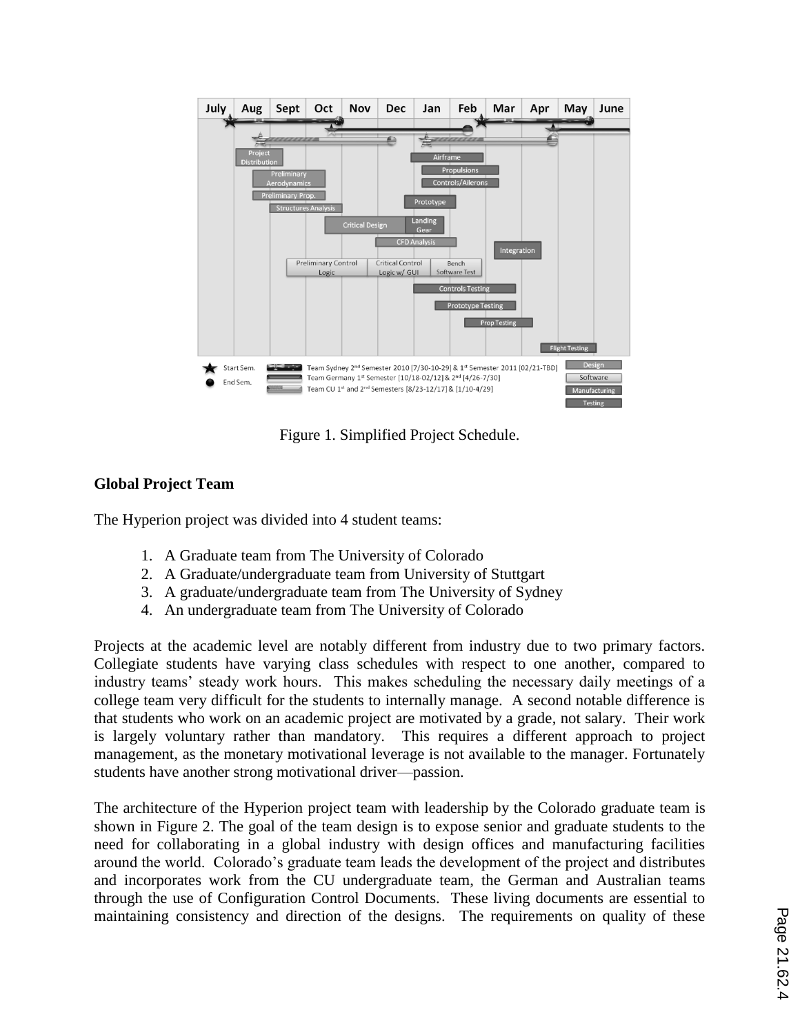Figure 1. Simplified Project Schedule.

## Global Project Team

The Hyperion project was divided into 4 student teams:

1. A Graduate team from The University of Colorado
2. A Graduate/undergraduate team from University of Stuttgart
3. A graduate/undergraduate team from The University of Sydney
4. An undergraduate team from The University of Colorado

Projects at the academic level are notably different from industry due to two primary factors. Collegiate students have varying class schedules with respect to one another, compared to industry teams' steady work hours. This makes scheduling the necessary daily meetings of a college team very difficult for the students to internally manage. A second notable difference is that students who work on an academic project are motivated by a grade, not salary. Their work is largely voluntary rather than mandatory. This requires a different approach to project management, as the monetary motivational leverage is not available to the manager. Fortunately students have another strong motivational driver—passion.

The architecture of the Hyperion project team with leadership by the Colorado graduate team is shown in Figure 2. The goal of the team design is to expose senior and graduate students to the need for collaborating in a global industry with design offices and manufacturing facilities around the world. Colorado's graduate team leads the development of the project and distributes and incorporates work from the CU undergraduate team, the German and Australian teams through the use of Configuration Control Documents. These living documents are essential to maintaining consistency and direction of the designs. The requirements on quality of these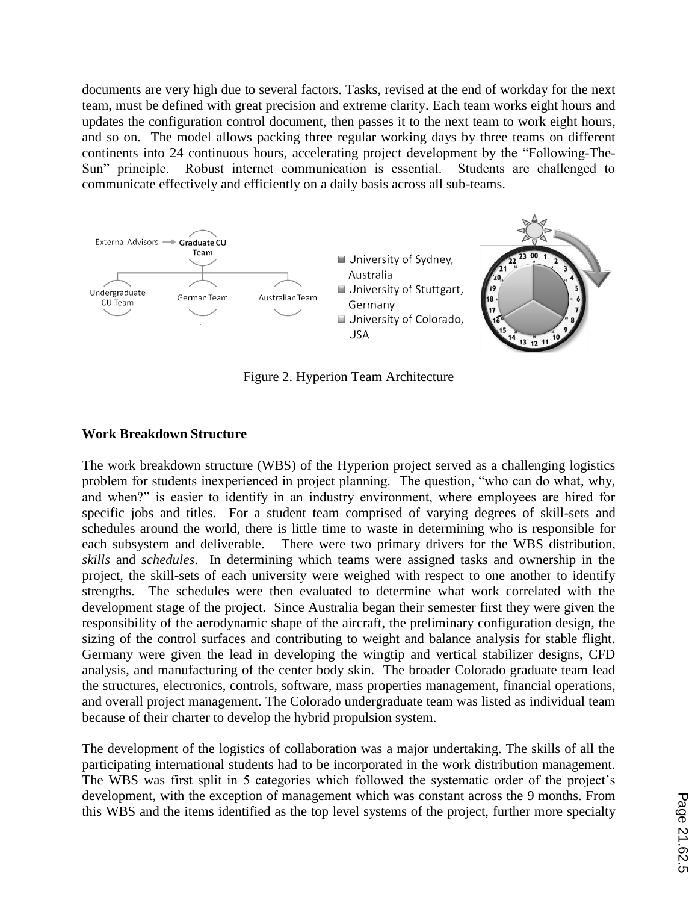documents are very high due to several factors. Tasks, revised at the end of workday for the next team, must be defined with great precision and extreme clarity. Each team works eight hours and updates the configuration control document, then passes it to the next team to work eight hours, and so on. The model allows packing three regular working days by three teams on different continents into 24 continuous hours, accelerating project development by the "Following-The-Sun" principle. Robust internet communication is essential. Students are challenged to communicate effectively and efficiently on a daily basis across all sub-teams.

Figure 2. Hyperion Team Architecture

### Work Breakdown Structure

The work breakdown structure (WBS) of the Hyperion project served as a challenging logistics problem for students inexperienced in project planning. The question, "who can do what, why, and when?" is easier to identify in an industry environment, where employees are hired for specific jobs and titles. For a student team comprised of varying degrees of skill-sets and schedules around the world, there is little time to waste in determining who is responsible for each subsystem and deliverable. There were two primary drivers for the WBS distribution, *skills* and *schedules*. In determining which teams were assigned tasks and ownership in the project, the skill-sets of each university were weighed with respect to one another to identify strengths. The schedules were then evaluated to determine what work correlated with the development stage of the project. Since Australia began their semester first they were given the responsibility of the aerodynamic shape of the aircraft, the preliminary configuration design, the sizing of the control surfaces and contributing to weight and balance analysis for stable flight. Germany were given the lead in developing the wingtip and vertical stabilizer designs, CFD analysis, and manufacturing of the center body skin. The broader Colorado graduate team lead the structures, electronics, controls, software, mass properties management, financial operations, and overall project management. The Colorado undergraduate team was listed as individual team because of their charter to develop the hybrid propulsion system.

The development of the logistics of collaboration was a major undertaking. The skills of all the participating international students had to be incorporated in the work distribution management. The WBS was first split in 5 categories which followed the systematic order of the project's development, with the exception of management which was constant across the 9 months. From this WBS and the items identified as the top level systems of the project, further more specialty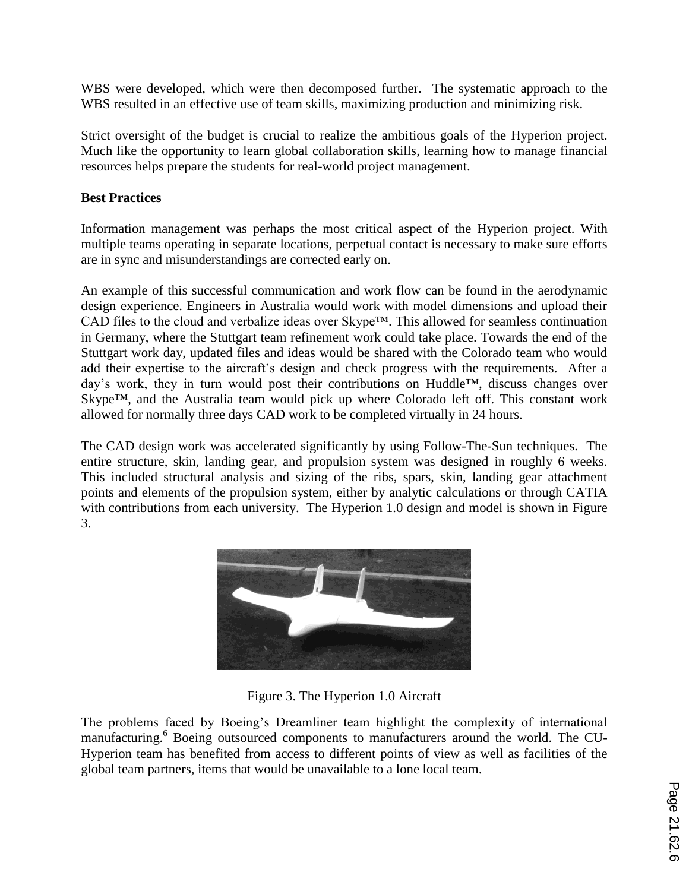WBS were developed, which were then decomposed further. The systematic approach to the WBS resulted in an effective use of team skills, maximizing production and minimizing risk.

Strict oversight of the budget is crucial to realize the ambitious goals of the Hyperion project. Much like the opportunity to learn global collaboration skills, learning how to manage financial resources helps prepare the students for real-world project management.

**Best Practices**

Information management was perhaps the most critical aspect of the Hyperion project. With multiple teams operating in separate locations, perpetual contact is necessary to make sure efforts are in sync and misunderstandings are corrected early on.

An example of this successful communication and work flow can be found in the aerodynamic design experience. Engineers in Australia would work with model dimensions and upload their CAD files to the cloud and verbalize ideas over Skype™. This allowed for seamless continuation in Germany, where the Stuttgart team refinement work could take place. Towards the end of the Stuttgart work day, updated files and ideas would be shared with the Colorado team who would add their expertise to the aircraft's design and check progress with the requirements. After a day's work, they in turn would post their contributions on Huddle™, discuss changes over Skype™, and the Australia team would pick up where Colorado left off. This constant work allowed for normally three days CAD work to be completed virtually in 24 hours.

The CAD design work was accelerated significantly by using Follow-The-Sun techniques. The entire structure, skin, landing gear, and propulsion system was designed in roughly 6 weeks. This included structural analysis and sizing of the ribs, spars, skin, landing gear attachment points and elements of the propulsion system, either by analytic calculations or through CATIA with contributions from each university. The Hyperion 1.0 design and model is shown in Figure 3.

Figure 3. The Hyperion 1.0 Aircraft

The problems faced by Boeing's Dreamliner team highlight the complexity of international manufacturing.[6] Boeing outsourced components to manufacturers around the world. The CU-Hyperion team has benefited from access to different points of view as well as facilities of the global team partners, items that would be unavailable to a lone local team.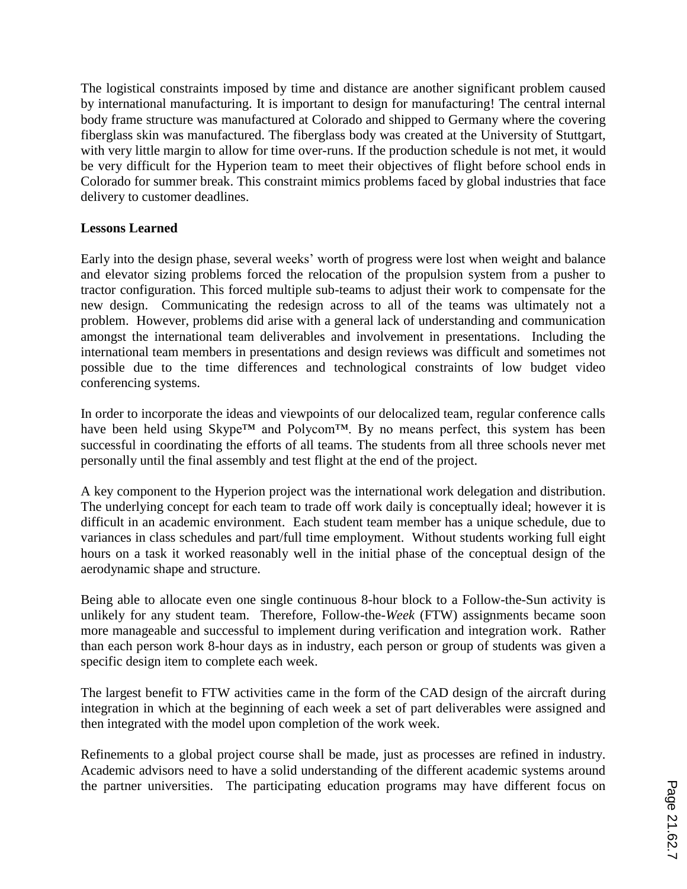The logistical constraints imposed by time and distance are another significant problem caused by international manufacturing. It is important to design for manufacturing! The central internal body frame structure was manufactured at Colorado and shipped to Germany where the covering fiberglass skin was manufactured. The fiberglass body was created at the University of Stuttgart, with very little margin to allow for time over-runs. If the production schedule is not met, it would be very difficult for the Hyperion team to meet their objectives of flight before school ends in Colorado for summer break. This constraint mimics problems faced by global industries that face delivery to customer deadlines.

**Lessons Learned**

Early into the design phase, several weeks' worth of progress were lost when weight and balance and elevator sizing problems forced the relocation of the propulsion system from a pusher to tractor configuration. This forced multiple sub-teams to adjust their work to compensate for the new design. Communicating the redesign across to all of the teams was ultimately not a problem. However, problems did arise with a general lack of understanding and communication amongst the international team deliverables and involvement in presentations. Including the international team members in presentations and design reviews was difficult and sometimes not possible due to the time differences and technological constraints of low budget video conferencing systems.

In order to incorporate the ideas and viewpoints of our delocalized team, regular conference calls have been held using Skype™ and Polycom™. By no means perfect, this system has been successful in coordinating the efforts of all teams. The students from all three schools never met personally until the final assembly and test flight at the end of the project.

A key component to the Hyperion project was the international work delegation and distribution. The underlying concept for each team to trade off work daily is conceptually ideal; however it is difficult in an academic environment. Each student team member has a unique schedule, due to variances in class schedules and part/full time employment. Without students working full eight hours on a task it worked reasonably well in the initial phase of the conceptual design of the aerodynamic shape and structure.

Being able to allocate even one single continuous 8-hour block to a Follow-the-Sun activity is unlikely for any student team. Therefore, Follow-the-*Week* (FTW) assignments became soon more manageable and successful to implement during verification and integration work. Rather than each person work 8-hour days as in industry, each person or group of students was given a specific design item to complete each week.

The largest benefit to FTW activities came in the form of the CAD design of the aircraft during integration in which at the beginning of each week a set of part deliverables were assigned and then integrated with the model upon completion of the work week.

Refinements to a global project course shall be made, just as processes are refined in industry. Academic advisors need to have a solid understanding of the different academic systems around the partner universities. The participating education programs may have different focus on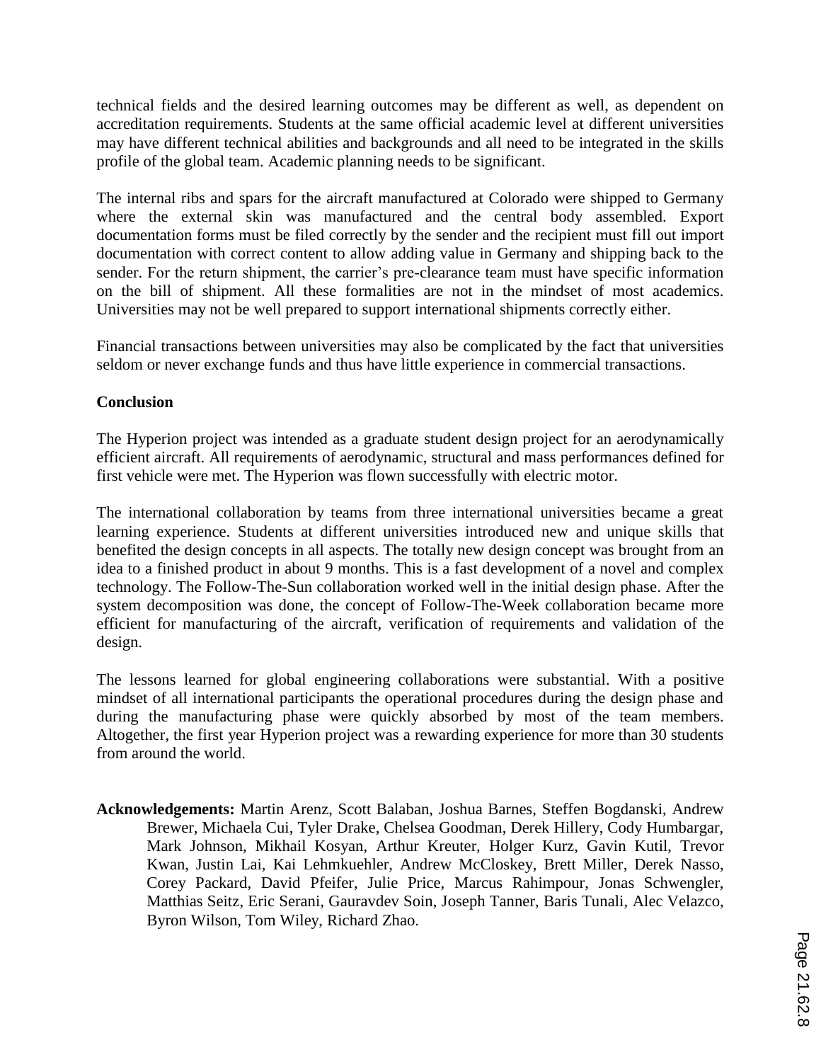technical fields and the desired learning outcomes may be different as well, as dependent on accreditation requirements. Students at the same official academic level at different universities may have different technical abilities and backgrounds and all need to be integrated in the skills profile of the global team. Academic planning needs to be significant.

The internal ribs and spars for the aircraft manufactured at Colorado were shipped to Germany where the external skin was manufactured and the central body assembled. Export documentation forms must be filed correctly by the sender and the recipient must fill out import documentation with correct content to allow adding value in Germany and shipping back to the sender. For the return shipment, the carrier's pre-clearance team must have specific information on the bill of shipment. All these formalities are not in the mindset of most academics. Universities may not be well prepared to support international shipments correctly either.

Financial transactions between universities may also be complicated by the fact that universities seldom or never exchange funds and thus have little experience in commercial transactions.

**Conclusion**

The Hyperion project was intended as a graduate student design project for an aerodynamically efficient aircraft. All requirements of aerodynamic, structural and mass performances defined for first vehicle were met. The Hyperion was flown successfully with electric motor.

The international collaboration by teams from three international universities became a great learning experience. Students at different universities introduced new and unique skills that benefited the design concepts in all aspects. The totally new design concept was brought from an idea to a finished product in about 9 months. This is a fast development of a novel and complex technology. The Follow-The-Sun collaboration worked well in the initial design phase. After the system decomposition was done, the concept of Follow-The-Week collaboration became more efficient for manufacturing of the aircraft, verification of requirements and validation of the design.

The lessons learned for global engineering collaborations were substantial. With a positive mindset of all international participants the operational procedures during the design phase and during the manufacturing phase were quickly absorbed by most of the team members. Altogether, the first year Hyperion project was a rewarding experience for more than 30 students from around the world.

**Acknowledgements:** Martin Arenz, Scott Balaban, Joshua Barnes, Steffen Bogdanski, Andrew Brewer, Michaela Cui, Tyler Drake, Chelsea Goodman, Derek Hillery, Cody Humbargar, Mark Johnson, Mikhail Kosyan, Arthur Kreuter, Holger Kurz, Gavin Kutil, Trevor Kwan, Justin Lai, Kai Lehmkuehler, Andrew McCloskey, Brett Miller, Derek Nasso, Corey Packard, David Pfeifer, Julie Price, Marcus Rahimpour, Jonas Schwengler, Matthias Seitz, Eric Serani, Gauravdev Soin, Joseph Tanner, Baris Tunali, Alec Velazco, Byron Wilson, Tom Wiley, Richard Zhao.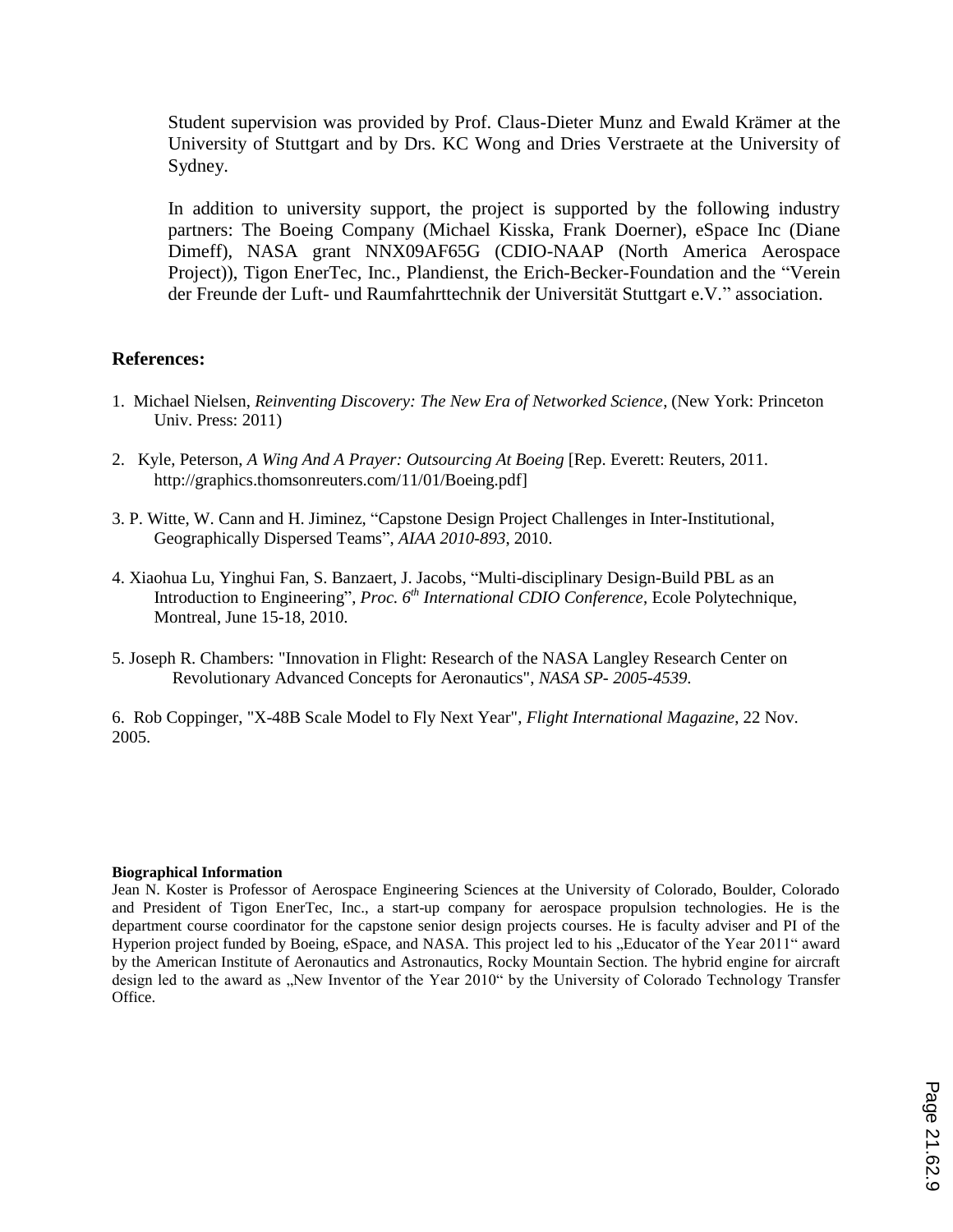Student supervision was provided by Prof. Claus-Dieter Munz and Ewald Krämer at the University of Stuttgart and by Drs. KC Wong and Dries Verstraete at the University of Sydney.

In addition to university support, the project is supported by the following industry partners: The Boeing Company (Michael Kisska, Frank Doerner), eSpace Inc (Diane Dimeff), NASA grant NNX09AF65G (CDIO-NAAP (North America Aerospace Project)), Tigon EnerTec, Inc., Plandienst, the Erich-Becker-Foundation and the "Verein der Freunde der Luft- und Raumfahrttechnik der Universität Stuttgart e.V." association.

## References:

1. Michael Nielsen, *Reinventing Discovery: The New Era of Networked Science*, (New York: Princeton Univ. Press: 2011)

2. Kyle, Peterson, *A Wing And A Prayer: Outsourcing At Boeing* [Rep. Everett: Reuters, 2011. http://graphics.thomsonreuters.com/11/01/Boeing.pdf]

3. P. Witte, W. Cann and H. Jiminez, "Capstone Design Project Challenges in Inter-Institutional, Geographically Dispersed Teams", *AIAA 2010-893*, 2010.

4. Xiaohua Lu, Yinghui Fan, S. Banzaert, J. Jacobs, "Multi-disciplinary Design-Build PBL as an Introduction to Engineering", *Proc. 6th International CDIO Conference*, Ecole Polytechnique, Montreal, June 15-18, 2010.

5. Joseph R. Chambers: "Innovation in Flight: Research of the NASA Langley Research Center on Revolutionary Advanced Concepts for Aeronautics", *NASA SP- 2005-4539.*

6. Rob Coppinger, "X-48B Scale Model to Fly Next Year", *Flight International Magazine*, 22 Nov. 2005.

**Biographical Information**

Jean N. Koster is Professor of Aerospace Engineering Sciences at the University of Colorado, Boulder, Colorado and President of Tigon EnerTec, Inc., a start-up company for aerospace propulsion technologies. He is the department course coordinator for the capstone senior design projects courses. He is faculty adviser and PI of the Hyperion project funded by Boeing, eSpace, and NASA. This project led to his „Educator of the Year 2011" award by the American Institute of Aeronautics and Astronautics, Rocky Mountain Section. The hybrid engine for aircraft design led to the award as „New Inventor of the Year 2010" by the University of Colorado Technology Transfer Office.